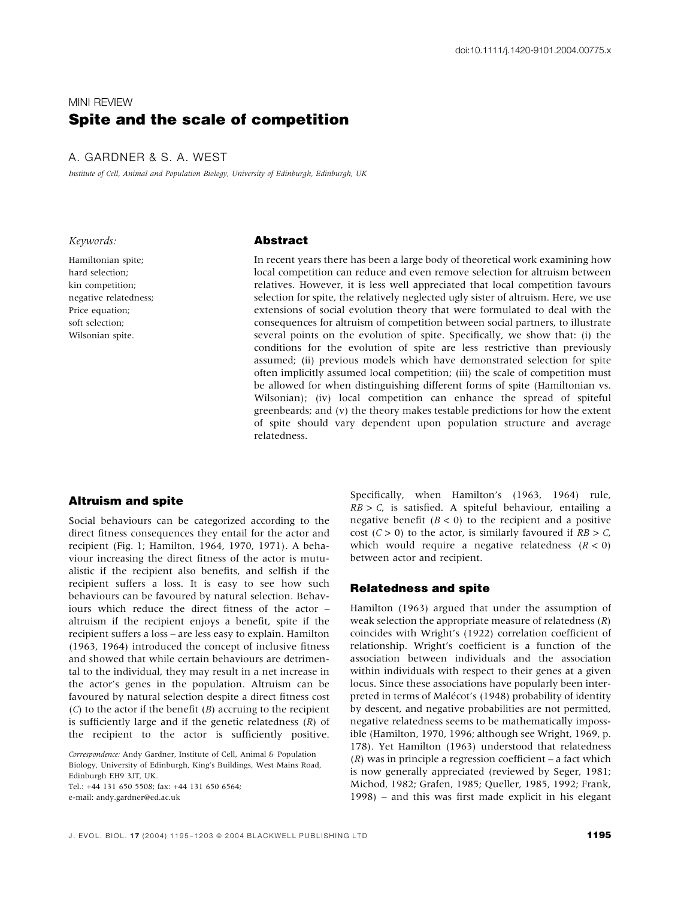doi:10.1111/j.1420-9101.2004.00775.x

MINI REVIEW

# Spite and the scale of competition

A. GARDNER & S. A. WEST

*Institute of Cell, Animal and Population Biology, University of Edinburgh, Edinburgh, UK*

*Keywords:*

Hamiltonian spite;
hard selection;
kin competition;
negative relatedness;
Price equation;
soft selection;
Wilsonian spite.

## Abstract

In recent years there has been a large body of theoretical work examining how local competition can reduce and even remove selection for altruism between relatives. However, it is less well appreciated that local competition favours selection for spite, the relatively neglected ugly sister of altruism. Here, we use extensions of social evolution theory that were formulated to deal with the consequences for altruism of competition between social partners, to illustrate several points on the evolution of spite. Specifically, we show that: (i) the conditions for the evolution of spite are less restrictive than previously assumed; (ii) previous models which have demonstrated selection for spite often implicitly assumed local competition; (iii) the scale of competition must be allowed for when distinguishing different forms of spite (Hamiltonian vs. Wilsonian); (iv) local competition can enhance the spread of spiteful greenbeards; and (v) the theory makes testable predictions for how the extent of spite should vary dependent upon population structure and average relatedness.

## Altruism and spite

Social behaviours can be categorized according to the direct fitness consequences they entail for the actor and recipient (Fig. 1; Hamilton, 1964, 1970, 1971). A behaviour increasing the direct fitness of the actor is mutualistic if the recipient also benefits, and selfish if the recipient suffers a loss. It is easy to see how such behaviours can be favoured by natural selection. Behaviours which reduce the direct fitness of the actor – altruism if the recipient enjoys a benefit, spite if the recipient suffers a loss – are less easy to explain. Hamilton (1963, 1964) introduced the concept of inclusive fitness and showed that while certain behaviours are detrimental to the individual, they may result in a net increase in the actor's genes in the population. Altruism can be favoured by natural selection despite a direct fitness cost ($C$) to the actor if the benefit ($B$) accruing to the recipient is sufficiently large and if the genetic relatedness ($R$) of the recipient to the actor is sufficiently positive. Specifically, when Hamilton's (1963, 1964) rule, $RB > C$, is satisfied. A spiteful behaviour, entailing a negative benefit ($B < 0$) to the recipient and a positive cost ($C > 0$) to the actor, is similarly favoured if $RB > C$, which would require a negative relatedness ($R < 0$) between actor and recipient.

## Relatedness and spite

Hamilton (1963) argued that under the assumption of weak selection the appropriate measure of relatedness ($R$) coincides with Wright's (1922) correlation coefficient of relationship. Wright's coefficient is a function of the association between individuals and the association within individuals with respect to their genes at a given locus. Since these associations have popularly been interpreted in terms of Malécot's (1948) probability of identity by descent, and negative probabilities are not permitted, negative relatedness seems to be mathematically impossible (Hamilton, 1970, 1996; although see Wright, 1969, p. 178). Yet Hamilton (1963) understood that relatedness ($R$) was in principle a regression coefficient – a fact which is now generally appreciated (reviewed by Seger, 1981; Michod, 1982; Grafen, 1985; Queller, 1985, 1992; Frank, 1998) – and this was first made explicit in his elegant

*Correspondence:* Andy Gardner, Institute of Cell, Animal & Population Biology, University of Edinburgh, King's Buildings, West Mains Road, Edinburgh EH9 3JT, UK.
Tel.: +44 131 650 5508; fax: +44 131 650 6564;
e-mail: andy.gardner@ed.ac.uk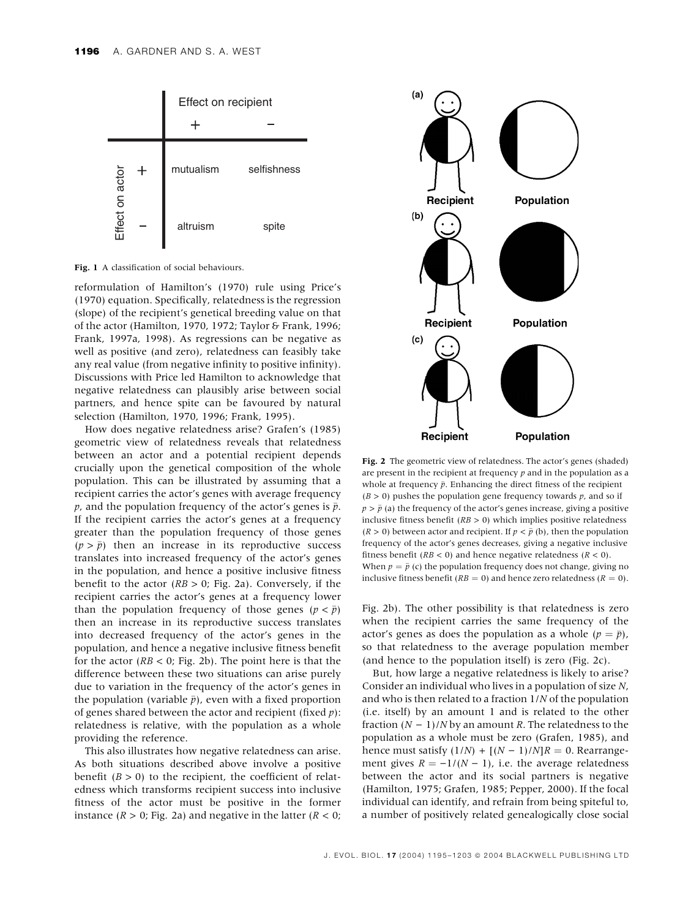|  |  | Effect on recipient |  |
| --- | --- | --- | --- |
|  |  | + | − |
| Effect on actor | + | mutualism | selfishness |
|  | − | altruism | spite |

**Fig. 1** A classification of social behaviours.

reformulation of Hamilton's (1970) rule using Price's (1970) equation. Specifically, relatedness is the regression (slope) of the recipient's genetical breeding value on that of the actor (Hamilton, 1970, 1972; Taylor & Frank, 1996; Frank, 1997a, 1998). As regressions can be negative as well as positive (and zero), relatedness can feasibly take any real value (from negative infinity to positive infinity). Discussions with Price led Hamilton to acknowledge that negative relatedness can plausibly arise between social partners, and hence spite can be favoured by natural selection (Hamilton, 1970, 1996; Frank, 1995).

How does negative relatedness arise? Grafen's (1985) geometric view of relatedness reveals that relatedness between an actor and a potential recipient depends crucially upon the genetical composition of the whole population. This can be illustrated by assuming that a recipient carries the actor's genes with average frequency $p$, and the population frequency of the actor's genes is $\bar{p}$. If the recipient carries the actor's genes at a frequency greater than the population frequency of those genes ($p > \bar{p}$) then an increase in its reproductive success translates into increased frequency of the actor's genes in the population, and hence a positive inclusive fitness benefit to the actor ($RB > 0$; Fig. 2a). Conversely, if the recipient carries the actor's genes at a frequency lower than the population frequency of those genes ($p < \bar{p}$) then an increase in its reproductive success translates into decreased frequency of the actor's genes in the population, and hence a negative inclusive fitness benefit for the actor ($RB < 0$; Fig. 2b). The point here is that the difference between these two situations can arise purely due to variation in the frequency of the actor's genes in the population (variable $\bar{p}$), even with a fixed proportion of genes shared between the actor and recipient (fixed $p$): relatedness is relative, with the population as a whole providing the reference.

This also illustrates how negative relatedness can arise. As both situations described above involve a positive benefit ($B > 0$) to the recipient, the coefficient of relatedness which transforms recipient success into inclusive fitness of the actor must be positive in the former instance ($R > 0$; Fig. 2a) and negative in the latter ($R < 0$; Fig. 2b). The other possibility is that relatedness is zero when the recipient carries the same frequency of the actor's genes as does the population as a whole ($p = \bar{p}$), so that relatedness to the average population member (and hence to the population itself) is zero (Fig. 2c).

**Fig. 2** The geometric view of relatedness. The actor's genes (shaded) are present in the recipient at frequency $p$ and in the population as a whole at frequency $\bar{p}$. Enhancing the direct fitness of the recipient ($B > 0$) pushes the population gene frequency towards $p$, and so if $p > \bar{p}$ (a) the frequency of the actor's genes increase, giving a positive inclusive fitness benefit ($RB > 0$) which implies positive relatedness ($R > 0$) between actor and recipient. If $p < \bar{p}$ (b), then the population frequency of the actor's genes decreases, giving a negative inclusive fitness benefit ($RB < 0$) and hence negative relatedness ($R < 0$). When $p = \bar{p}$ (c) the population frequency does not change, giving no inclusive fitness benefit ($RB = 0$) and hence zero relatedness ($R = 0$).

But, how large a negative relatedness is likely to arise? Consider an individual who lives in a population of size $N$, and who is then related to a fraction $1/N$ of the population (i.e. itself) by an amount 1 and is related to the other fraction $(N - 1)/N$ by an amount $R$. The relatedness to the population as a whole must be zero (Grafen, 1985), and hence must satisfy $(1/N) + [(N - 1)/N]R = 0$. Rearrangement gives $R = -1/(N - 1)$, i.e. the average relatedness between the actor and its social partners is negative (Hamilton, 1975; Grafen, 1985; Pepper, 2000). If the focal individual can identify, and refrain from being spiteful to, a number of positively related genealogically close social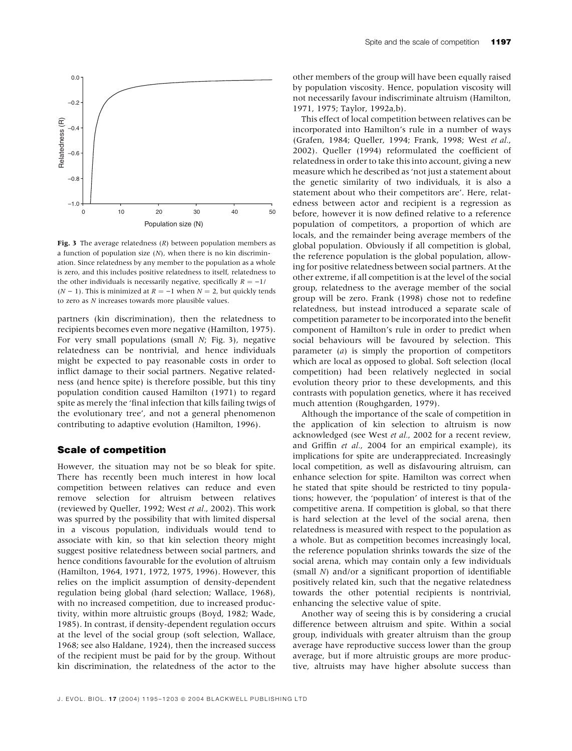0.0
−0.2
−0.4
−0.6
−0.8
−1.0
0 10 20 30 40 50
Relatedness (R)
Population size (N)

**Fig. 3** The average relatedness ($R$) between population members as a function of population size ($N$), when there is no kin discrimination. Since relatedness by any member to the population as a whole is zero, and this includes positive relatedness to itself, relatedness to the other individuals is necessarily negative, specifically $R = -1/(N - 1)$. This is minimized at $R = -1$ when $N = 2$, but quickly tends to zero as $N$ increases towards more plausible values.

partners (kin discrimination), then the relatedness to recipients becomes even more negative (Hamilton, 1975). For very small populations (small $N$; Fig. 3), negative relatedness can be nontrivial, and hence individuals might be expected to pay reasonable costs in order to inflict damage to their social partners. Negative relatedness (and hence spite) is therefore possible, but this tiny population condition caused Hamilton (1971) to regard spite as merely the 'final infection that kills failing twigs of the evolutionary tree', and not a general phenomenon contributing to adaptive evolution (Hamilton, 1996).

## Scale of competition

However, the situation may not be so bleak for spite. There has recently been much interest in how local competition between relatives can reduce and even remove selection for altruism between relatives (reviewed by Queller, 1992; West *et al.*, 2002). This work was spurred by the possibility that with limited dispersal in a viscous population, individuals would tend to associate with kin, so that kin selection theory might suggest positive relatedness between social partners, and hence conditions favourable for the evolution of altruism (Hamilton, 1964, 1971, 1972, 1975, 1996). However, this relies on the implicit assumption of density-dependent regulation being global (hard selection; Wallace, 1968), with no increased competition, due to increased productivity, within more altruistic groups (Boyd, 1982; Wade, 1985). In contrast, if density-dependent regulation occurs at the level of the social group (soft selection, Wallace, 1968; see also Haldane, 1924), then the increased success of the recipient must be paid for by the group. Without kin discrimination, the relatedness of the actor to the other members of the group will have been equally raised by population viscosity. Hence, population viscosity will not necessarily favour indiscriminate altruism (Hamilton, 1971, 1975; Taylor, 1992a,b).

This effect of local competition between relatives can be incorporated into Hamilton's rule in a number of ways (Grafen, 1984; Queller, 1994; Frank, 1998; West *et al.*, 2002). Queller (1994) reformulated the coefficient of relatedness in order to take this into account, giving a new measure which he described as 'not just a statement about the genetic similarity of two individuals, it is also a statement about who their competitors are'. Here, relatedness between actor and recipient is a regression as before, however it is now defined relative to a reference population of competitors, a proportion of which are locals, and the remainder being average members of the global population. Obviously if all competition is global, the reference population is the global population, allowing for positive relatedness between social partners. At the other extreme, if all competition is at the level of the social group, relatedness to the average member of the social group will be zero. Frank (1998) chose not to redefine relatedness, but instead introduced a separate scale of competition parameter to be incorporated into the benefit component of Hamilton's rule in order to predict when social behaviours will be favoured by selection. This parameter ($a$) is simply the proportion of competitors which are local as opposed to global. Soft selection (local competition) had been relatively neglected in social evolution theory prior to these developments, and this contrasts with population genetics, where it has received much attention (Roughgarden, 1979).

Although the importance of the scale of competition in the application of kin selection to altruism is now acknowledged (see West *et al.*, 2002 for a recent review, and Griffin *et al.*, 2004 for an empirical example), its implications for spite are underappreciated. Increasingly local competition, as well as disfavouring altruism, can enhance selection for spite. Hamilton was correct when he stated that spite should be restricted to tiny populations; however, the 'population' of interest is that of the competitive arena. If competition is global, so that there is hard selection at the level of the social arena, then relatedness is measured with respect to the population as a whole. But as competition becomes increasingly local, the reference population shrinks towards the size of the social arena, which may contain only a few individuals (small $N$) and/or a significant proportion of identifiable positively related kin, such that the negative relatedness towards the other potential recipients is nontrivial, enhancing the selective value of spite.

Another way of seeing this is by considering a crucial difference between altruism and spite. Within a social group, individuals with greater altruism than the group average have reproductive success lower than the group average, but if more altruistic groups are more productive, altruists may have higher absolute success than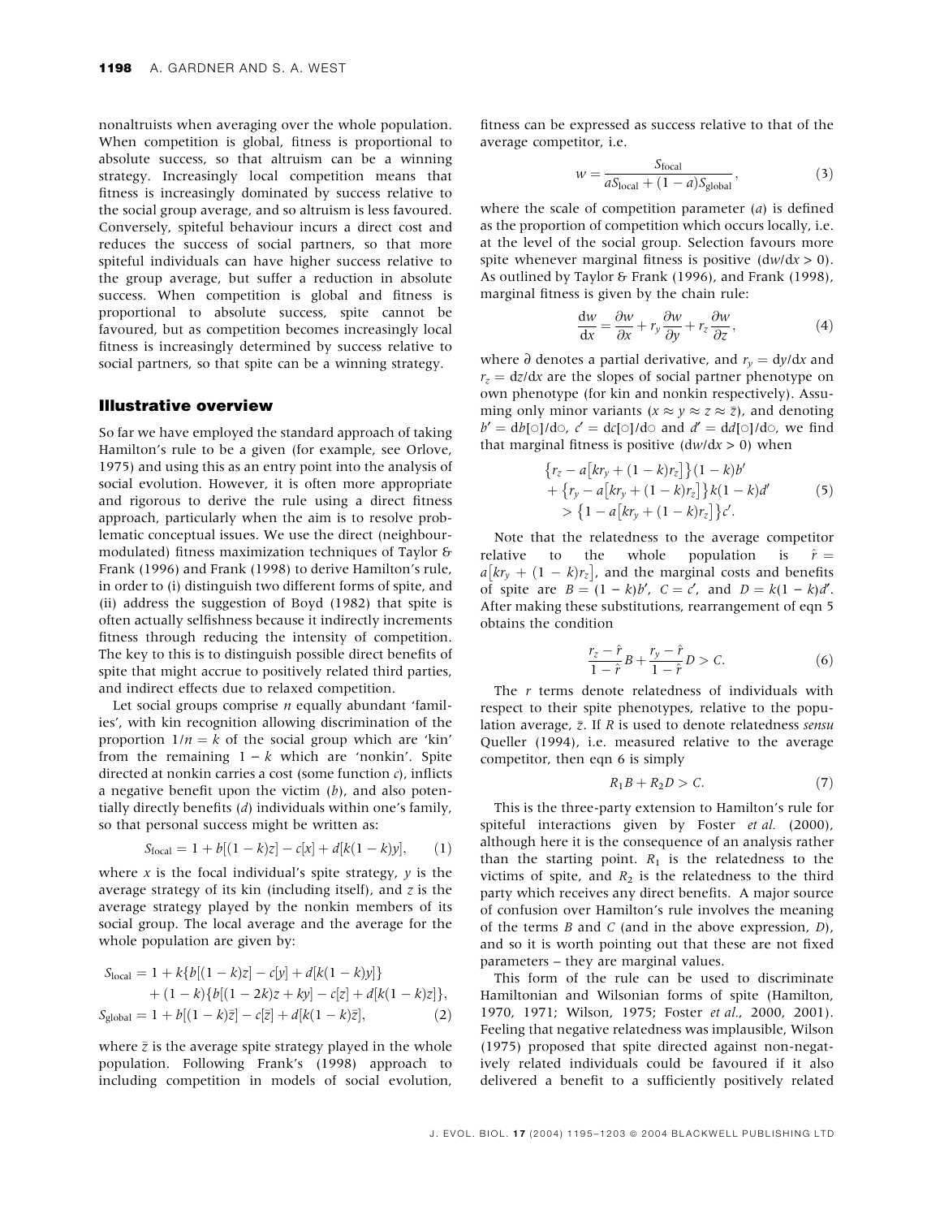nonaltruists when averaging over the whole population. When competition is global, fitness is proportional to absolute success, so that altruism can be a winning strategy. Increasingly local competition means that fitness is increasingly dominated by success relative to the social group average, and so altruism is less favoured. Conversely, spiteful behaviour incurs a direct cost and reduces the success of social partners, so that more spiteful individuals can have higher success relative to the group average, but suffer a reduction in absolute success. When competition is global and fitness is proportional to absolute success, spite cannot be favoured, but as competition becomes increasingly local fitness is increasingly determined by success relative to social partners, so that spite can be a winning strategy.

## Illustrative overview

So far we have employed the standard approach of taking Hamilton's rule to be a given (for example, see Orlove, 1975) and using this as an entry point into the analysis of social evolution. However, it is often more appropriate and rigorous to derive the rule using a direct fitness approach, particularly when the aim is to resolve problematic conceptual issues. We use the direct (neighbour-modulated) fitness maximization techniques of Taylor & Frank (1996) and Frank (1998) to derive Hamilton's rule, in order to (i) distinguish two different forms of spite, and (ii) address the suggestion of Boyd (1982) that spite is often actually selfishness because it indirectly increments fitness through reducing the intensity of competition. The key to this is to distinguish possible direct benefits of spite that might accrue to positively related third parties, and indirect effects due to relaxed competition.

Let social groups comprise $n$ equally abundant 'families', with kin recognition allowing discrimination of the proportion $1/n = k$ of the social group which are 'kin' from the remaining $1 - k$ which are 'nonkin'. Spite directed at nonkin carries a cost (some function $c$), inflicts a negative benefit upon the victim ($b$), and also potentially directly benefits ($d$) individuals within one's family, so that personal success might be written as:

$$S_{\text{focal}} = 1 + b[(1-k)z] - c[x] + d[k(1-k)y], \tag{1}$$

where $x$ is the focal individual's spite strategy, $y$ is the average strategy of its kin (including itself), and $z$ is the average strategy played by the nonkin members of its social group. The local average and the average for the whole population are given by:

$$\begin{aligned} S_{\text{local}} &= 1 + k\{b[(1-k)z] - c[y] + d[k(1-k)y]\} \\ &\quad + (1-k)\{b[(1-2k)z + ky] - c[z] + d[k(1-k)z]\}, \\ S_{\text{global}} &= 1 + b[(1-k)\bar{z}] - c[\bar{z}] + d[k(1-k)\bar{z}], \end{aligned} \tag{2}$$

where $\bar{z}$ is the average spite strategy played in the whole population. Following Frank's (1998) approach to including competition in models of social evolution, fitness can be expressed as success relative to that of the average competitor, i.e.

$$w = \frac{S_{\text{focal}}}{aS_{\text{local}} + (1-a)S_{\text{global}}}, \tag{3}$$

where the scale of competition parameter ($a$) is defined as the proportion of competition which occurs locally, i.e. at the level of the social group. Selection favours more spite whenever marginal fitness is positive ($\mathrm{d}w/\mathrm{d}x > 0$). As outlined by Taylor & Frank (1996), and Frank (1998), marginal fitness is given by the chain rule:

$$\frac{\mathrm{d}w}{\mathrm{d}x} = \frac{\partial w}{\partial x} + r_y\frac{\partial w}{\partial y} + r_z\frac{\partial w}{\partial z}, \tag{4}$$

where $\partial$ denotes a partial derivative, and $r_y = \mathrm{d}y/\mathrm{d}x$ and $r_z = \mathrm{d}z/\mathrm{d}x$ are the slopes of social partner phenotype on own phenotype (for kin and nonkin respectively). Assuming only minor variants ($x \approx y \approx z \approx \bar{z}$), and denoting $b' = \mathrm{d}b[\circ]/\mathrm{d}\circ$, $c' = \mathrm{d}c[\circ]/\mathrm{d}\circ$ and $d' = \mathrm{d}d[\circ]/\mathrm{d}\circ$, we find that marginal fitness is positive ($\mathrm{d}w/\mathrm{d}x > 0$) when

$$\begin{aligned} &\{r_z - a[kr_y + (1-k)r_z]\}(1-k)b' \\ &+ \{r_y - a[kr_y + (1-k)r_z]\}k(1-k)d' \\ &> \{1 - a[kr_y + (1-k)r_z]\}c'. \end{aligned} \tag{5}$$

Note that the relatedness to the average competitor relative to the whole population is $\hat{r} = a[kr_y + (1-k)r_z]$, and the marginal costs and benefits of spite are $B = (1-k)b'$, $C = c'$, and $D = k(1-k)d'$. After making these substitutions, rearrangement of eqn 5 obtains the condition

$$\frac{r_z - \hat{r}}{1 - \hat{r}}B + \frac{r_y - \hat{r}}{1 - \hat{r}}D > C. \tag{6}$$

The $r$ terms denote relatedness of individuals with respect to their spite phenotypes, relative to the population average, $\bar{z}$. If $R$ is used to denote relatedness *sensu* Queller (1994), i.e. measured relative to the average competitor, then eqn 6 is simply

$$R_1B + R_2D > C. \tag{7}$$

This is the three-party extension to Hamilton's rule for spiteful interactions given by Foster *et al.* (2000), although here it is the consequence of an analysis rather than the starting point. $R_1$ is the relatedness to the victims of spite, and $R_2$ is the relatedness to the third party which receives any direct benefits. A major source of confusion over Hamilton's rule involves the meaning of the terms $B$ and $C$ (and in the above expression, $D$), and so it is worth pointing out that these are not fixed parameters – they are marginal values.

This form of the rule can be used to discriminate Hamiltonian and Wilsonian forms of spite (Hamilton, 1970, 1971; Wilson, 1975; Foster *et al.*, 2000, 2001). Feeling that negative relatedness was implausible, Wilson (1975) proposed that spite directed against non-negatively related individuals could be favoured if it also delivered a benefit to a sufficiently positively related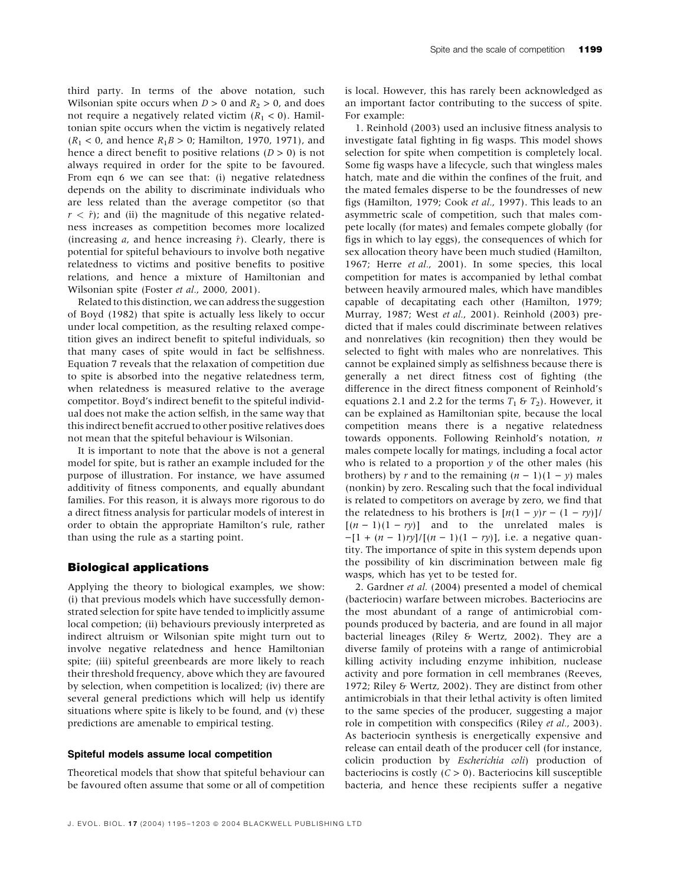third party. In terms of the above notation, such Wilsonian spite occurs when $D > 0$ and $R_2 > 0$, and does not require a negatively related victim ($R_1 < 0$). Hamiltonian spite occurs when the victim is negatively related ($R_1 < 0$, and hence $R_1B > 0$; Hamilton, 1970, 1971), and hence a direct benefit to positive relations ($D > 0$) is not always required in order for the spite to be favoured. From eqn 6 we can see that: (i) negative relatedness depends on the ability to discriminate individuals who are less related than the average competitor (so that $r < \hat{r}$); and (ii) the magnitude of this negative relatedness increases as competition becomes more localized (increasing $a$, and hence increasing $\hat{r}$). Clearly, there is potential for spiteful behaviours to involve both negative relatedness to victims and positive benefits to positive relations, and hence a mixture of Hamiltonian and Wilsonian spite (Foster *et al.*, 2000, 2001).

Related to this distinction, we can address the suggestion of Boyd (1982) that spite is actually less likely to occur under local competition, as the resulting relaxed competition gives an indirect benefit to spiteful individuals, so that many cases of spite would in fact be selfishness. Equation 7 reveals that the relaxation of competition due to spite is absorbed into the negative relatedness term, when relatedness is measured relative to the average competitor. Boyd's indirect benefit to the spiteful individual does not make the action selfish, in the same way that this indirect benefit accrued to other positive relatives does not mean that the spiteful behaviour is Wilsonian.

It is important to note that the above is not a general model for spite, but is rather an example included for the purpose of illustration. For instance, we have assumed additivity of fitness components, and equally abundant families. For this reason, it is always more rigorous to do a direct fitness analysis for particular models of interest in order to obtain the appropriate Hamilton's rule, rather than using the rule as a starting point.

## Biological applications

Applying the theory to biological examples, we show: (i) that previous models which have successfully demonstrated selection for spite have tended to implicitly assume local competion; (ii) behaviours previously interpreted as indirect altruism or Wilsonian spite might turn out to involve negative relatedness and hence Hamiltonian spite; (iii) spiteful greenbeards are more likely to reach their threshold frequency, above which they are favoured by selection, when competition is localized; (iv) there are several general predictions which will help us identify situations where spite is likely to be found, and (v) these predictions are amenable to empirical testing.

### Spiteful models assume local competition

Theoretical models that show that spiteful behaviour can be favoured often assume that some or all of competition is local. However, this has rarely been acknowledged as an important factor contributing to the success of spite. For example:

1. Reinhold (2003) used an inclusive fitness analysis to investigate fatal fighting in fig wasps. This model shows selection for spite when competition is completely local. Some fig wasps have a lifecycle, such that wingless males hatch, mate and die within the confines of the fruit, and the mated females disperse to be the foundresses of new figs (Hamilton, 1979; Cook *et al.*, 1997). This leads to an asymmetric scale of competition, such that males compete locally (for mates) and females compete globally (for figs in which to lay eggs), the consequences of which for sex allocation theory have been much studied (Hamilton, 1967; Herre *et al.*, 2001). In some species, this local competition for mates is accompanied by lethal combat between heavily armoured males, which have mandibles capable of decapitating each other (Hamilton, 1979; Murray, 1987; West *et al.*, 2001). Reinhold (2003) predicted that if males could discriminate between relatives and nonrelatives (kin recognition) then they would be selected to fight with males who are nonrelatives. This cannot be explained simply as selfishness because there is generally a net direct fitness cost of fighting (the difference in the direct fitness component of Reinhold's equations 2.1 and 2.2 for the terms $T_1$ & $T_2$). However, it can be explained as Hamiltonian spite, because the local competition means there is a negative relatedness towards opponents. Following Reinhold's notation, $n$ males compete locally for matings, including a focal actor who is related to a proportion $y$ of the other males (his brothers) by $r$ and to the remaining $(n - 1)(1 - y)$ males (nonkin) by zero. Rescaling such that the focal individual is related to competitors on average by zero, we find that the relatedness to his brothers is $[n(1 - y)r - (1 - ry)]/[(n - 1)(1 - ry)]$ and to the unrelated males is $-[1 + (n - 1)ry]/[(n - 1)(1 - ry)]$, i.e. a negative quantity. The importance of spite in this system depends upon the possibility of kin discrimination between male fig wasps, which has yet to be tested for.

2. Gardner *et al.* (2004) presented a model of chemical (bacteriocin) warfare between microbes. Bacteriocins are the most abundant of a range of antimicrobial compounds produced by bacteria, and are found in all major bacterial lineages (Riley & Wertz, 2002). They are a diverse family of proteins with a range of antimicrobial killing activity including enzyme inhibition, nuclease activity and pore formation in cell membranes (Reeves, 1972; Riley & Wertz, 2002). They are distinct from other antimicrobials in that their lethal activity is often limited to the same species of the producer, suggesting a major role in competition with conspecifics (Riley *et al.*, 2003). As bacteriocin synthesis is energetically expensive and release can entail death of the producer cell (for instance, colicin production by *Escherichia coli*) production of bacteriocins is costly ($C > 0$). Bacteriocins kill susceptible bacteria, and hence these recipients suffer a negative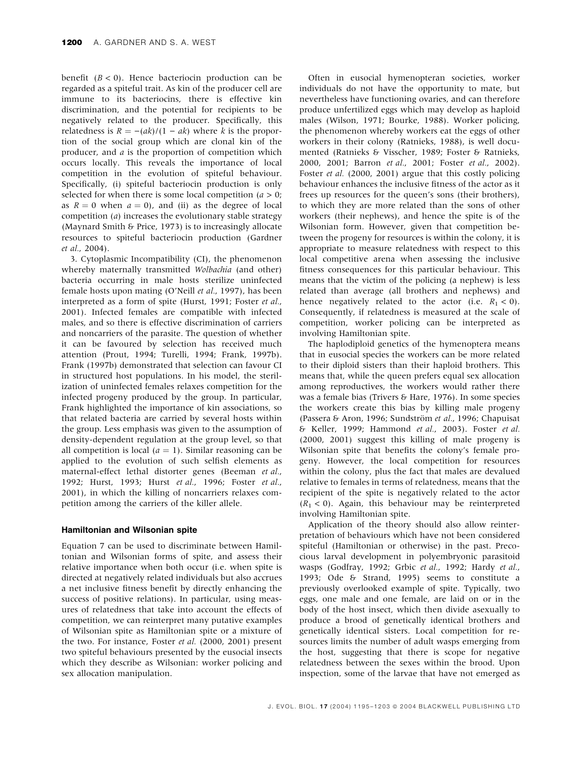benefit ($B < 0$). Hence bacteriocin production can be regarded as a spiteful trait. As kin of the producer cell are immune to its bacteriocins, there is effective kin discrimination, and the potential for recipients to be negatively related to the producer. Specifically, this relatedness is $R = -(ak)/(1 - ak)$ where $k$ is the proportion of the social group which are clonal kin of the producer, and $a$ is the proportion of competition which occurs locally. This reveals the importance of local competition in the evolution of spiteful behaviour. Specifically, (i) spiteful bacteriocin production is only selected for when there is some local competition ($a > 0$; as $R = 0$ when $a = 0$), and (ii) as the degree of local competition ($a$) increases the evolutionary stable strategy (Maynard Smith & Price, 1973) is to increasingly allocate resources to spiteful bacteriocin production (Gardner *et al.*, 2004).

3. Cytoplasmic Incompatibility (CI), the phenomenon whereby maternally transmitted *Wolbachia* (and other) bacteria occurring in male hosts sterilize uninfected female hosts upon mating (O'Neill *et al.*, 1997), has been interpreted as a form of spite (Hurst, 1991; Foster *et al.*, 2001). Infected females are compatible with infected males, and so there is effective discrimination of carriers and noncarriers of the parasite. The question of whether it can be favoured by selection has received much attention (Prout, 1994; Turelli, 1994; Frank, 1997b). Frank (1997b) demonstrated that selection can favour CI in structured host populations. In his model, the sterilization of uninfected females relaxes competition for the infected progeny produced by the group. In particular, Frank highlighted the importance of kin associations, so that related bacteria are carried by several hosts within the group. Less emphasis was given to the assumption of density-dependent regulation at the group level, so that all competition is local ($a = 1$). Similar reasoning can be applied to the evolution of such selfish elements as maternal-effect lethal distorter genes (Beeman *et al.*, 1992; Hurst, 1993; Hurst *et al.*, 1996; Foster *et al.*, 2001), in which the killing of noncarriers relaxes competition among the carriers of the killer allele.

## Hamiltonian and Wilsonian spite

Equation 7 can be used to discriminate between Hamiltonian and Wilsonian forms of spite, and assess their relative importance when both occur (i.e. when spite is directed at negatively related individuals but also accrues a net inclusive fitness benefit by directly enhancing the success of positive relations). In particular, using measures of relatedness that take into account the effects of competition, we can reinterpret many putative examples of Wilsonian spite as Hamiltonian spite or a mixture of the two. For instance, Foster *et al.* (2000, 2001) present two spiteful behaviours presented by the eusocial insects which they describe as Wilsonian: worker policing and sex allocation manipulation.

Often in eusocial hymenopteran societies, worker individuals do not have the opportunity to mate, but nevertheless have functioning ovaries, and can therefore produce unfertilized eggs which may develop as haploid males (Wilson, 1971; Bourke, 1988). Worker policing, the phenomenon whereby workers eat the eggs of other workers in their colony (Ratnieks, 1988), is well documented (Ratnieks & Visscher, 1989; Foster & Ratnieks, 2000, 2001; Barron *et al.*, 2001; Foster *et al.*, 2002). Foster *et al.* (2000, 2001) argue that this costly policing behaviour enhances the inclusive fitness of the actor as it frees up resources for the queen's sons (their brothers), to which they are more related than the sons of other workers (their nephews), and hence the spite is of the Wilsonian form. However, given that competition between the progeny for resources is within the colony, it is appropriate to measure relatedness with respect to this local competitive arena when assessing the inclusive fitness consequences for this particular behaviour. This means that the victim of the policing (a nephew) is less related than average (all brothers and nephews) and hence negatively related to the actor (i.e. $R_1 < 0$). Consequently, if relatedness is measured at the scale of competition, worker policing can be interpreted as involving Hamiltonian spite.

The haplodiploid genetics of the hymenoptera means that in eusocial species the workers can be more related to their diploid sisters than their haploid brothers. This means that, while the queen prefers equal sex allocation among reproductives, the workers would rather there was a female bias (Trivers & Hare, 1976). In some species the workers create this bias by killing male progeny (Passera & Aron, 1996; Sundström *et al.*, 1996; Chapuisat & Keller, 1999; Hammond *et al.*, 2003). Foster *et al.* (2000, 2001) suggest this killing of male progeny is Wilsonian spite that benefits the colony's female progeny. However, the local competition for resources within the colony, plus the fact that males are devalued relative to females in terms of relatedness, means that the recipient of the spite is negatively related to the actor ($R_1 < 0$). Again, this behaviour may be reinterpreted involving Hamiltonian spite.

Application of the theory should also allow reinterpretation of behaviours which have not been considered spiteful (Hamiltonian or otherwise) in the past. Precocious larval development in polyembryonic parasitoid wasps (Godfray, 1992; Grbic *et al.*, 1992; Hardy *et al.*, 1993; Ode & Strand, 1995) seems to constitute a previously overlooked example of spite. Typically, two eggs, one male and one female, are laid on or in the body of the host insect, which then divide asexually to produce a brood of genetically identical brothers and genetically identical sisters. Local competition for resources limits the number of adult wasps emerging from the host, suggesting that there is scope for negative relatedness between the sexes within the brood. Upon inspection, some of the larvae that have not emerged as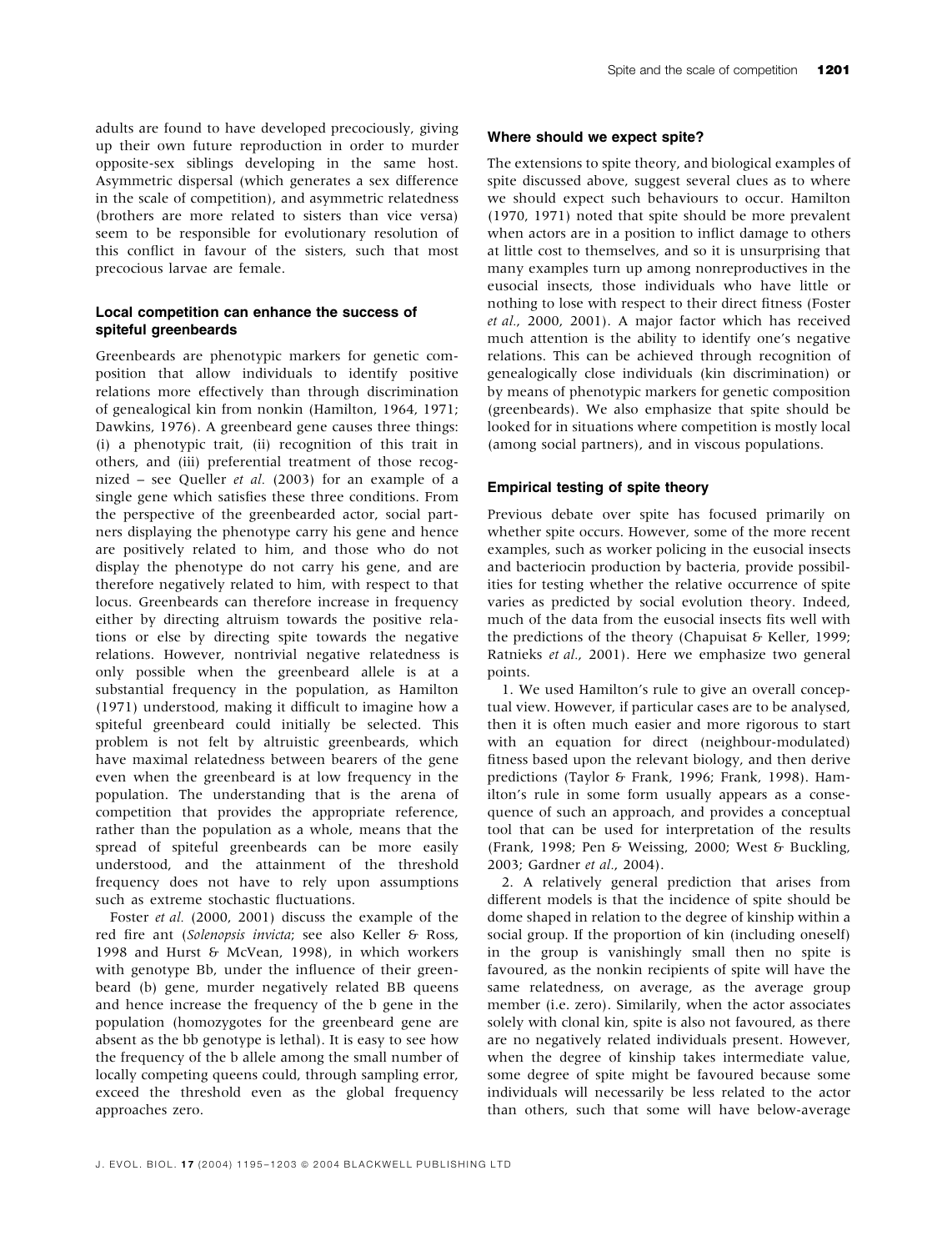adults are found to have developed precociously, giving up their own future reproduction in order to murder opposite-sex siblings developing in the same host. Asymmetric dispersal (which generates a sex difference in the scale of competition), and asymmetric relatedness (brothers are more related to sisters than vice versa) seem to be responsible for evolutionary resolution of this conflict in favour of the sisters, such that most precocious larvae are female.

### Local competition can enhance the success of spiteful greenbeards

Greenbeards are phenotypic markers for genetic composition that allow individuals to identify positive relations more effectively than through discrimination of genealogical kin from nonkin (Hamilton, 1964, 1971; Dawkins, 1976). A greenbeard gene causes three things: (i) a phenotypic trait, (ii) recognition of this trait in others, and (iii) preferential treatment of those recognized – see Queller *et al.* (2003) for an example of a single gene which satisfies these three conditions. From the perspective of the greenbearded actor, social partners displaying the phenotype carry his gene and hence are positively related to him, and those who do not display the phenotype do not carry his gene, and are therefore negatively related to him, with respect to that locus. Greenbeards can therefore increase in frequency either by directing altruism towards the positive relations or else by directing spite towards the negative relations. However, nontrivial negative relatedness is only possible when the greenbeard allele is at a substantial frequency in the population, as Hamilton (1971) understood, making it difficult to imagine how a spiteful greenbeard could initially be selected. This problem is not felt by altruistic greenbeards, which have maximal relatedness between bearers of the gene even when the greenbeard is at low frequency in the population. The understanding that is the arena of competition that provides the appropriate reference, rather than the population as a whole, means that the spread of spiteful greenbeards can be more easily understood, and the attainment of the threshold frequency does not have to rely upon assumptions such as extreme stochastic fluctuations.

Foster *et al.* (2000, 2001) discuss the example of the red fire ant (*Solenopsis invicta*; see also Keller & Ross, 1998 and Hurst & McVean, 1998), in which workers with genotype Bb, under the influence of their greenbeard (b) gene, murder negatively related BB queens and hence increase the frequency of the b gene in the population (homozygotes for the greenbeard gene are absent as the bb genotype is lethal). It is easy to see how the frequency of the b allele among the small number of locally competing queens could, through sampling error, exceed the threshold even as the global frequency approaches zero.

### Where should we expect spite?

The extensions to spite theory, and biological examples of spite discussed above, suggest several clues as to where we should expect such behaviours to occur. Hamilton (1970, 1971) noted that spite should be more prevalent when actors are in a position to inflict damage to others at little cost to themselves, and so it is unsurprising that many examples turn up among nonreproductives in the eusocial insects, those individuals who have little or nothing to lose with respect to their direct fitness (Foster *et al.*, 2000, 2001). A major factor which has received much attention is the ability to identify one's negative relations. This can be achieved through recognition of genealogically close individuals (kin discrimination) or by means of phenotypic markers for genetic composition (greenbeards). We also emphasize that spite should be looked for in situations where competition is mostly local (among social partners), and in viscous populations.

### Empirical testing of spite theory

Previous debate over spite has focused primarily on whether spite occurs. However, some of the more recent examples, such as worker policing in the eusocial insects and bacteriocin production by bacteria, provide possibilities for testing whether the relative occurrence of spite varies as predicted by social evolution theory. Indeed, much of the data from the eusocial insects fits well with the predictions of the theory (Chapuisat & Keller, 1999; Ratnieks *et al.*, 2001). Here we emphasize two general points.

1. We used Hamilton's rule to give an overall conceptual view. However, if particular cases are to be analysed, then it is often much easier and more rigorous to start with an equation for direct (neighbour-modulated) fitness based upon the relevant biology, and then derive predictions (Taylor & Frank, 1996; Frank, 1998). Hamilton's rule in some form usually appears as a consequence of such an approach, and provides a conceptual tool that can be used for interpretation of the results (Frank, 1998; Pen & Weissing, 2000; West & Buckling, 2003; Gardner *et al.*, 2004).

2. A relatively general prediction that arises from different models is that the incidence of spite should be dome shaped in relation to the degree of kinship within a social group. If the proportion of kin (including oneself) in the group is vanishingly small then no spite is favoured, as the nonkin recipients of spite will have the same relatedness, on average, as the average group member (i.e. zero). Similarly, when the actor associates solely with clonal kin, spite is also not favoured, as there are no negatively related individuals present. However, when the degree of kinship takes intermediate value, some degree of spite might be favoured because some individuals will necessarily be less related to the actor than others, such that some will have below-average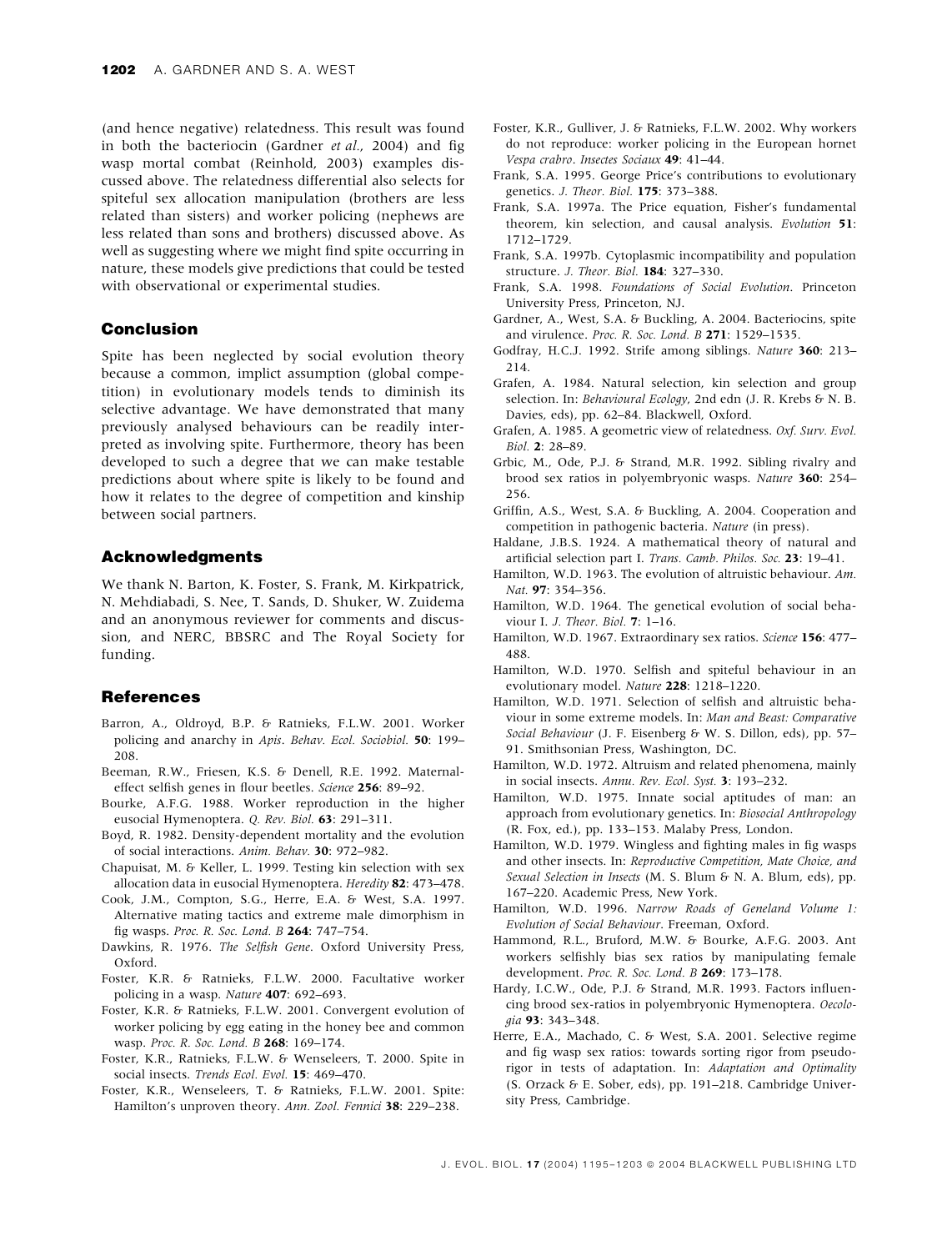(and hence negative) relatedness. This result was found in both the bacteriocin (Gardner *et al.*, 2004) and fig wasp mortal combat (Reinhold, 2003) examples discussed above. The relatedness differential also selects for spiteful sex allocation manipulation (brothers are less related than sisters) and worker policing (nephews are less related than sons and brothers) discussed above. As well as suggesting where we might find spite occurring in nature, these models give predictions that could be tested with observational or experimental studies.

## Conclusion

Spite has been neglected by social evolution theory because a common, implict assumption (global competition) in evolutionary models tends to diminish its selective advantage. We have demonstrated that many previously analysed behaviours can be readily interpreted as involving spite. Furthermore, theory has been developed to such a degree that we can make testable predictions about where spite is likely to be found and how it relates to the degree of competition and kinship between social partners.

## Acknowledgments

We thank N. Barton, K. Foster, S. Frank, M. Kirkpatrick, N. Mehdiabadi, S. Nee, T. Sands, D. Shuker, W. Zuidema and an anonymous reviewer for comments and discussion, and NERC, BBSRC and The Royal Society for funding.

## References

Barron, A., Oldroyd, B.P. & Ratnieks, F.L.W. 2001. Worker policing and anarchy in *Apis*. *Behav. Ecol. Sociobiol.* **50**: 199–208.

Beeman, R.W., Friesen, K.S. & Denell, R.E. 1992. Maternal-effect selfish genes in flour beetles. *Science* **256**: 89–92.

Bourke, A.F.G. 1988. Worker reproduction in the higher eusocial Hymenoptera. *Q. Rev. Biol.* **63**: 291–311.

Boyd, R. 1982. Density-dependent mortality and the evolution of social interactions. *Anim. Behav.* **30**: 972–982.

Chapuisat, M. & Keller, L. 1999. Testing kin selection with sex allocation data in eusocial Hymenoptera. *Heredity* **82**: 473–478.

Cook, J.M., Compton, S.G., Herre, E.A. & West, S.A. 1997. Alternative mating tactics and extreme male dimorphism in fig wasps. *Proc. R. Soc. Lond. B* **264**: 747–754.

Dawkins, R. 1976. *The Selfish Gene*. Oxford University Press, Oxford.

Foster, K.R. & Ratnieks, F.L.W. 2000. Facultative worker policing in a wasp. *Nature* **407**: 692–693.

Foster, K.R. & Ratnieks, F.L.W. 2001. Convergent evolution of worker policing by egg eating in the honey bee and common wasp. *Proc. R. Soc. Lond. B* **268**: 169–174.

Foster, K.R., Ratnieks, F.L.W. & Wenseleers, T. 2000. Spite in social insects. *Trends Ecol. Evol.* **15**: 469–470.

Foster, K.R., Wenseleers, T. & Ratnieks, F.L.W. 2001. Spite: Hamilton's unproven theory. *Ann. Zool. Fennici* **38**: 229–238.

Foster, K.R., Gulliver, J. & Ratnieks, F.L.W. 2002. Why workers do not reproduce: worker policing in the European hornet *Vespa crabro*. *Insectes Sociaux* **49**: 41–44.

Frank, S.A. 1995. George Price's contributions to evolutionary genetics. *J. Theor. Biol.* **175**: 373–388.

Frank, S.A. 1997a. The Price equation, Fisher's fundamental theorem, kin selection, and causal analysis. *Evolution* **51**: 1712–1729.

Frank, S.A. 1997b. Cytoplasmic incompatibility and population structure. *J. Theor. Biol.* **184**: 327–330.

Frank, S.A. 1998. *Foundations of Social Evolution*. Princeton University Press, Princeton, NJ.

Gardner, A., West, S.A. & Buckling, A. 2004. Bacteriocins, spite and virulence. *Proc. R. Soc. Lond. B* **271**: 1529–1535.

Godfray, H.C.J. 1992. Strife among siblings. *Nature* **360**: 213–214.

Grafen, A. 1984. Natural selection, kin selection and group selection. In: *Behavioural Ecology*, 2nd edn (J. R. Krebs & N. B. Davies, eds), pp. 62–84. Blackwell, Oxford.

Grafen, A. 1985. A geometric view of relatedness. *Oxf. Surv. Evol. Biol.* **2**: 28–89.

Grbic, M., Ode, P.J. & Strand, M.R. 1992. Sibling rivalry and brood sex ratios in polyembryonic wasps. *Nature* **360**: 254–256.

Griffin, A.S., West, S.A. & Buckling, A. 2004. Cooperation and competition in pathogenic bacteria. *Nature* (in press).

Haldane, J.B.S. 1924. A mathematical theory of natural and artificial selection part I. *Trans. Camb. Philos. Soc.* **23**: 19–41.

Hamilton, W.D. 1963. The evolution of altruistic behaviour. *Am. Nat.* **97**: 354–356.

Hamilton, W.D. 1964. The genetical evolution of social behaviour I. *J. Theor. Biol.* **7**: 1–16.

Hamilton, W.D. 1967. Extraordinary sex ratios. *Science* **156**: 477–488.

Hamilton, W.D. 1970. Selfish and spiteful behaviour in an evolutionary model. *Nature* **228**: 1218–1220.

Hamilton, W.D. 1971. Selection of selfish and altruistic behaviour in some extreme models. In: *Man and Beast: Comparative Social Behaviour* (J. F. Eisenberg & W. S. Dillon, eds), pp. 57–91. Smithsonian Press, Washington, DC.

Hamilton, W.D. 1972. Altruism and related phenomena, mainly in social insects. *Annu. Rev. Ecol. Syst.* **3**: 193–232.

Hamilton, W.D. 1975. Innate social aptitudes of man: an approach from evolutionary genetics. In: *Biosocial Anthropology* (R. Fox, ed.), pp. 133–153. Malaby Press, London.

Hamilton, W.D. 1979. Wingless and fighting males in fig wasps and other insects. In: *Reproductive Competition, Mate Choice, and Sexual Selection in Insects* (M. S. Blum & N. A. Blum, eds), pp. 167–220. Academic Press, New York.

Hamilton, W.D. 1996. *Narrow Roads of Geneland Volume 1: Evolution of Social Behaviour*. Freeman, Oxford.

Hammond, R.L., Bruford, M.W. & Bourke, A.F.G. 2003. Ant workers selfishly bias sex ratios by manipulating female development. *Proc. R. Soc. Lond. B* **269**: 173–178.

Hardy, I.C.W., Ode, P.J. & Strand, M.R. 1993. Factors influencing brood sex-ratios in polyembryonic Hymenoptera. *Oecologia* **93**: 343–348.

Herre, E.A., Machado, C. & West, S.A. 2001. Selective regime and fig wasp sex ratios: towards sorting rigor from pseudo-rigor in tests of adaptation. In: *Adaptation and Optimality* (S. Orzack & E. Sober, eds), pp. 191–218. Cambridge University Press, Cambridge.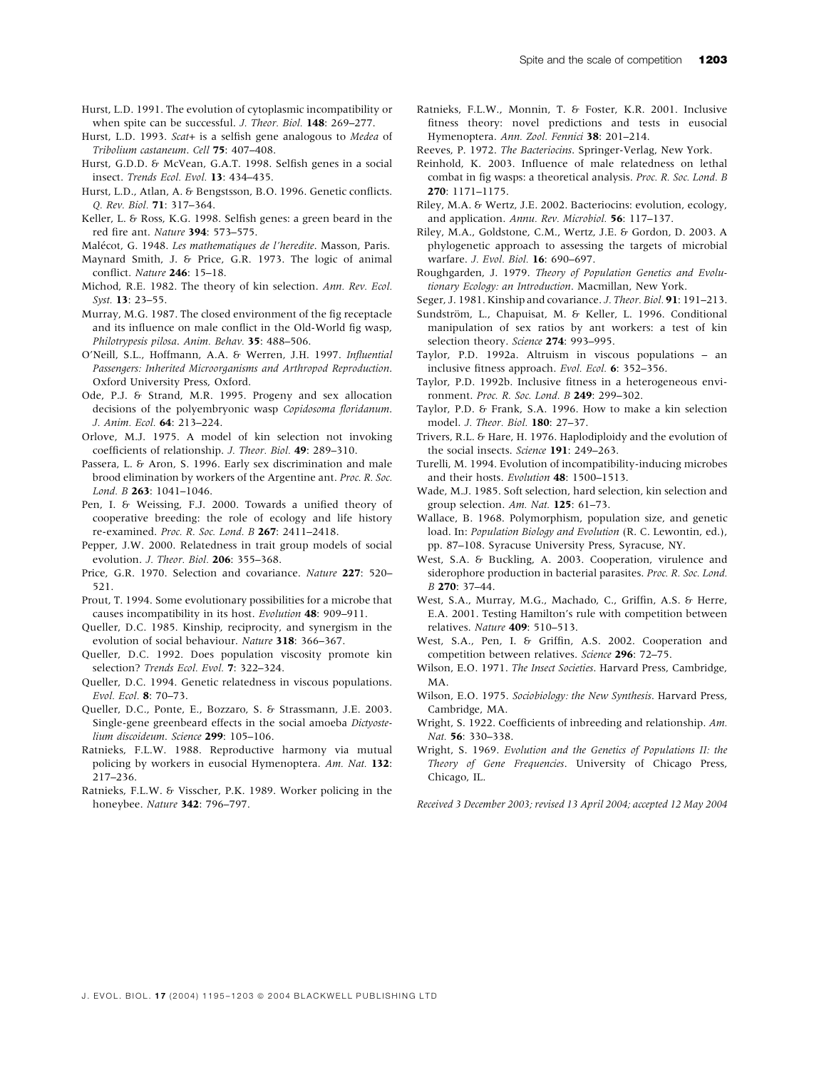Hurst, L.D. 1991. The evolution of cytoplasmic incompatibility or when spite can be successful. *J. Theor. Biol.* **148**: 269–277.

Hurst, L.D. 1993. *Scat+* is a selfish gene analogous to *Medea* of *Tribolium castaneum*. *Cell* **75**: 407–408.

Hurst, G.D.D. & McVean, G.A.T. 1998. Selfish genes in a social insect. *Trends Ecol. Evol.* **13**: 434–435.

Hurst, L.D., Atlan, A. & Bengstsson, B.O. 1996. Genetic conflicts. *Q. Rev. Biol.* **71**: 317–364.

Keller, L. & Ross, K.G. 1998. Selfish genes: a green beard in the red fire ant. *Nature* **394**: 573–575.

Malécot, G. 1948. *Les mathematiques de l'heredite*. Masson, Paris.

Maynard Smith, J. & Price, G.R. 1973. The logic of animal conflict. *Nature* **246**: 15–18.

Michod, R.E. 1982. The theory of kin selection. *Ann. Rev. Ecol. Syst.* **13**: 23–55.

Murray, M.G. 1987. The closed environment of the fig receptacle and its influence on male conflict in the Old-World fig wasp, *Philotrypesis pilosa*. *Anim. Behav.* **35**: 488–506.

O'Neill, S.L., Hoffmann, A.A. & Werren, J.H. 1997. *Influential Passengers: Inherited Microorganisms and Arthropod Reproduction*. Oxford University Press, Oxford.

Ode, P.J. & Strand, M.R. 1995. Progeny and sex allocation decisions of the polyembryonic wasp *Copidosoma floridanum*. *J. Anim. Ecol.* **64**: 213–224.

Orlove, M.J. 1975. A model of kin selection not invoking coefficients of relationship. *J. Theor. Biol.* **49**: 289–310.

Passera, L. & Aron, S. 1996. Early sex discrimination and male brood elimination by workers of the Argentine ant. *Proc. R. Soc. Lond. B* **263**: 1041–1046.

Pen, I. & Weissing, F.J. 2000. Towards a unified theory of cooperative breeding: the role of ecology and life history re-examined. *Proc. R. Soc. Lond. B* **267**: 2411–2418.

Pepper, J.W. 2000. Relatedness in trait group models of social evolution. *J. Theor. Biol.* **206**: 355–368.

Price, G.R. 1970. Selection and covariance. *Nature* **227**: 520–521.

Prout, T. 1994. Some evolutionary possibilities for a microbe that causes incompatibility in its host. *Evolution* **48**: 909–911.

Queller, D.C. 1985. Kinship, reciprocity, and synergism in the evolution of social behaviour. *Nature* **318**: 366–367.

Queller, D.C. 1992. Does population viscosity promote kin selection? *Trends Ecol. Evol.* **7**: 322–324.

Queller, D.C. 1994. Genetic relatedness in viscous populations. *Evol. Ecol.* **8**: 70–73.

Queller, D.C., Ponte, E., Bozzaro, S. & Strassmann, J.E. 2003. Single-gene greenbeard effects in the social amoeba *Dictyostelium discoideum*. *Science* **299**: 105–106.

Ratnieks, F.L.W. 1988. Reproductive harmony via mutual policing by workers in eusocial Hymenoptera. *Am. Nat.* **132**: 217–236.

Ratnieks, F.L.W. & Visscher, P.K. 1989. Worker policing in the honeybee. *Nature* **342**: 796–797.

Ratnieks, F.L.W., Monnin, T. & Foster, K.R. 2001. Inclusive fitness theory: novel predictions and tests in eusocial Hymenoptera. *Ann. Zool. Fennici* **38**: 201–214.

Reeves, P. 1972. *The Bacteriocins*. Springer-Verlag, New York.

Reinhold, K. 2003. Influence of male relatedness on lethal combat in fig wasps: a theoretical analysis. *Proc. R. Soc. Lond. B* **270**: 1171–1175.

Riley, M.A. & Wertz, J.E. 2002. Bacteriocins: evolution, ecology, and application. *Annu. Rev. Microbiol.* **56**: 117–137.

Riley, M.A., Goldstone, C.M., Wertz, J.E. & Gordon, D. 2003. A phylogenetic approach to assessing the targets of microbial warfare. *J. Evol. Biol.* **16**: 690–697.

Roughgarden, J. 1979. *Theory of Population Genetics and Evolutionary Ecology: an Introduction*. Macmillan, New York.

Seger, J. 1981. Kinship and covariance. *J. Theor. Biol.* **91**: 191–213.

Sundström, L., Chapuisat, M. & Keller, L. 1996. Conditional manipulation of sex ratios by ant workers: a test of kin selection theory. *Science* **274**: 993–995.

Taylor, P.D. 1992a. Altruism in viscous populations – an inclusive fitness approach. *Evol. Ecol.* **6**: 352–356.

Taylor, P.D. 1992b. Inclusive fitness in a heterogeneous environment. *Proc. R. Soc. Lond. B* **249**: 299–302.

Taylor, P.D. & Frank, S.A. 1996. How to make a kin selection model. *J. Theor. Biol.* **180**: 27–37.

Trivers, R.L. & Hare, H. 1976. Haplodiploidy and the evolution of the social insects. *Science* **191**: 249–263.

Turelli, M. 1994. Evolution of incompatibility-inducing microbes and their hosts. *Evolution* **48**: 1500–1513.

Wade, M.J. 1985. Soft selection, hard selection, kin selection and group selection. *Am. Nat.* **125**: 61–73.

Wallace, B. 1968. Polymorphism, population size, and genetic load. In: *Population Biology and Evolution* (R. C. Lewontin, ed.), pp. 87–108. Syracuse University Press, Syracuse, NY.

West, S.A. & Buckling, A. 2003. Cooperation, virulence and siderophore production in bacterial parasites. *Proc. R. Soc. Lond. B* **270**: 37–44.

West, S.A., Murray, M.G., Machado, C., Griffin, A.S. & Herre, E.A. 2001. Testing Hamilton's rule with competition between relatives. *Nature* **409**: 510–513.

West, S.A., Pen, I. & Griffin, A.S. 2002. Cooperation and competition between relatives. *Science* **296**: 72–75.

Wilson, E.O. 1971. *The Insect Societies*. Harvard Press, Cambridge, MA.

Wilson, E.O. 1975. *Sociobiology: the New Synthesis*. Harvard Press, Cambridge, MA.

Wright, S. 1922. Coefficients of inbreeding and relationship. *Am. Nat.* **56**: 330–338.

Wright, S. 1969. *Evolution and the Genetics of Populations II: the Theory of Gene Frequencies*. University of Chicago Press, Chicago, IL.

*Received 3 December 2003; revised 13 April 2004; accepted 12 May 2004*